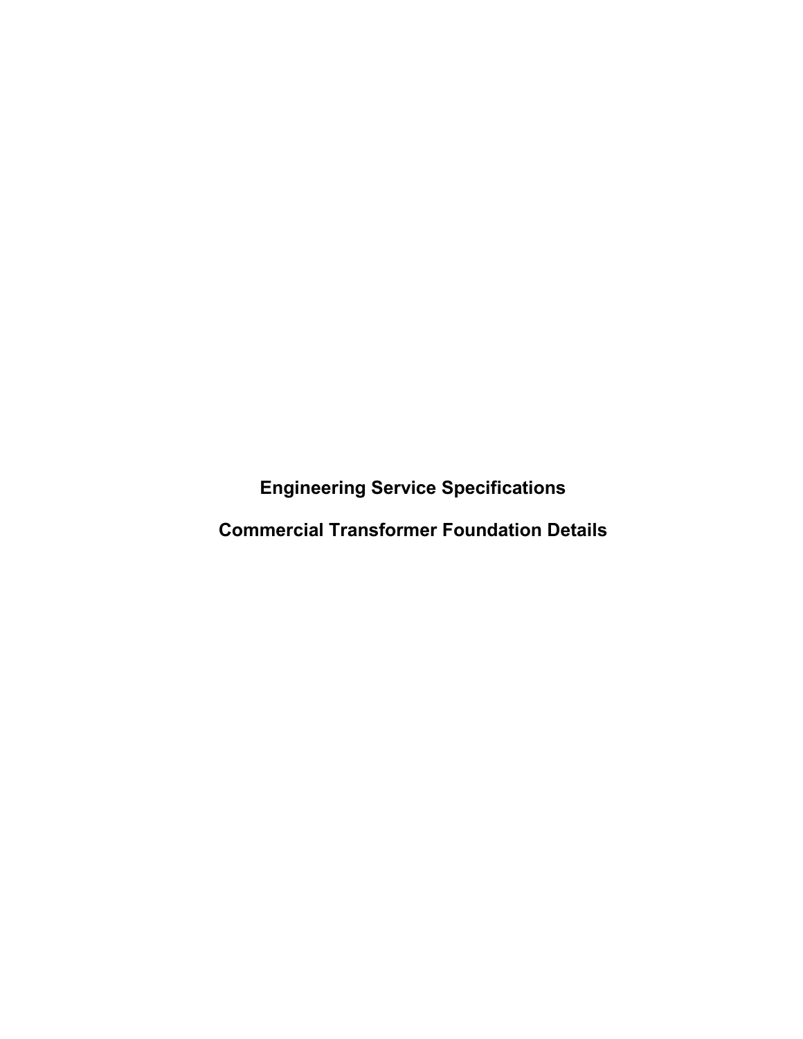# Engineering Service Specifications

# Commercial Transformer Foundation Details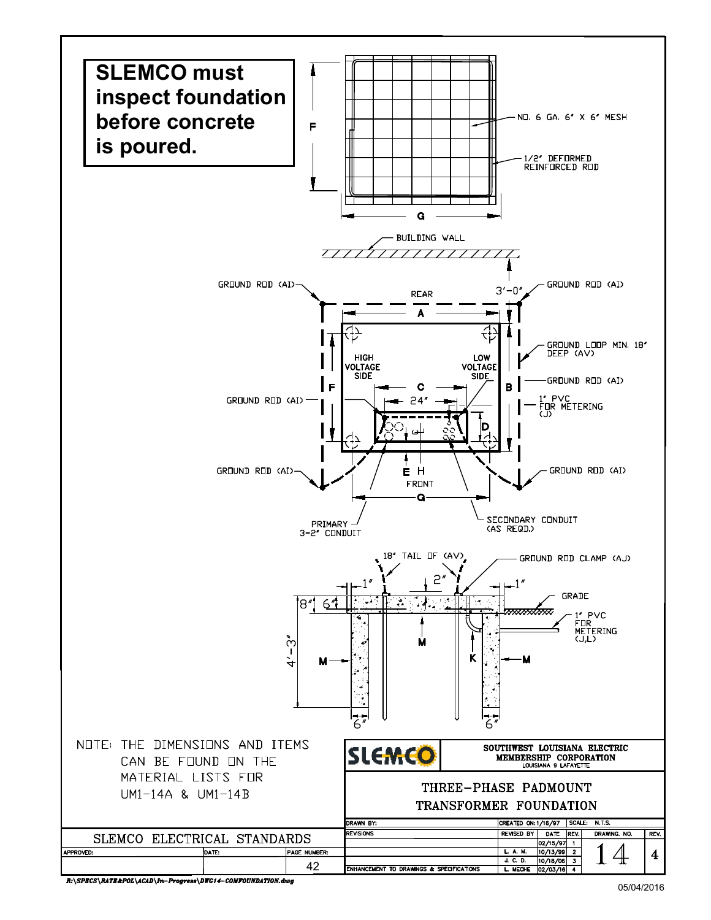**SLEMCO must inspect foundation before concrete is poured.**

NO. 6 GA. 6" X 6" MESH

1/2" DEFORMED REINFORCED ROD

F

G

BUILDING WALL

GROUND ROD (AI)

REAR

3'-0"

GROUND ROD (AI)

A

GROUND LOOP MIN. 18" DEEP (AV)

HIGH VOLTAGE SIDE

LOW VOLTAGE SIDE

GROUND ROD (AI)

F

C

B

24"

1" PVC FOR METERING (J)

GROUND ROD (AI)

D

GROUND ROD (AI)

E H

GROUND ROD (AI)

FRONT

G

PRIMARY 3-2" CONDUIT

SECONDARY CONDUIT (AS REQD.)

18" TAIL OF (AV)

GROUND ROD CLAMP (AJ)

1"

2"

1"

8"

6"

GRADE

1" PVC FOR METERING (J,L)

M

4'-3"

M

K

M

6"

6"

NOTE: THE DIMENSIONS AND ITEMS CAN BE FOUND ON THE MATERIAL LISTS FOR UM1-14A & UM1-14B

SLEMCO

SOUTHWEST LOUISIANA ELECTRIC MEMBERSHIP CORPORATION
LOUISIANA 9 LAFAYETTE

## THREE-PHASE PADMOUNT TRANSFORMER FOUNDATION

| DRAWN BY: | CREATED ON: 1/16/97 | | SCALE: N.T.S. | | |
|---|---|---|---|---|---|
| REVISIONS | REVISED BY | DATE | REV. | DRAWING NO. | REV. |
| | | 02/15/97 | 1 | 14 | 4 |
| | L. A. M. | 10/13/99 | 2 | | |
| | J. C. D. | 10/18/06 | 3 | | |
| ENHANCEMENT TO DRAWINGS & SPECIFICATIONS | L. MECHE | 02/03/16 | 4 | | |

SLEMCO ELECTRICAL STANDARDS

| APPROVED: | DATE: | PAGE NUMBER: |
|---|---|---|
| | | 42 |

R:\SPECS\RATE&POL\ACAD\In-Progress\DWG14-COMFOUNDATION.dwg

05/04/2016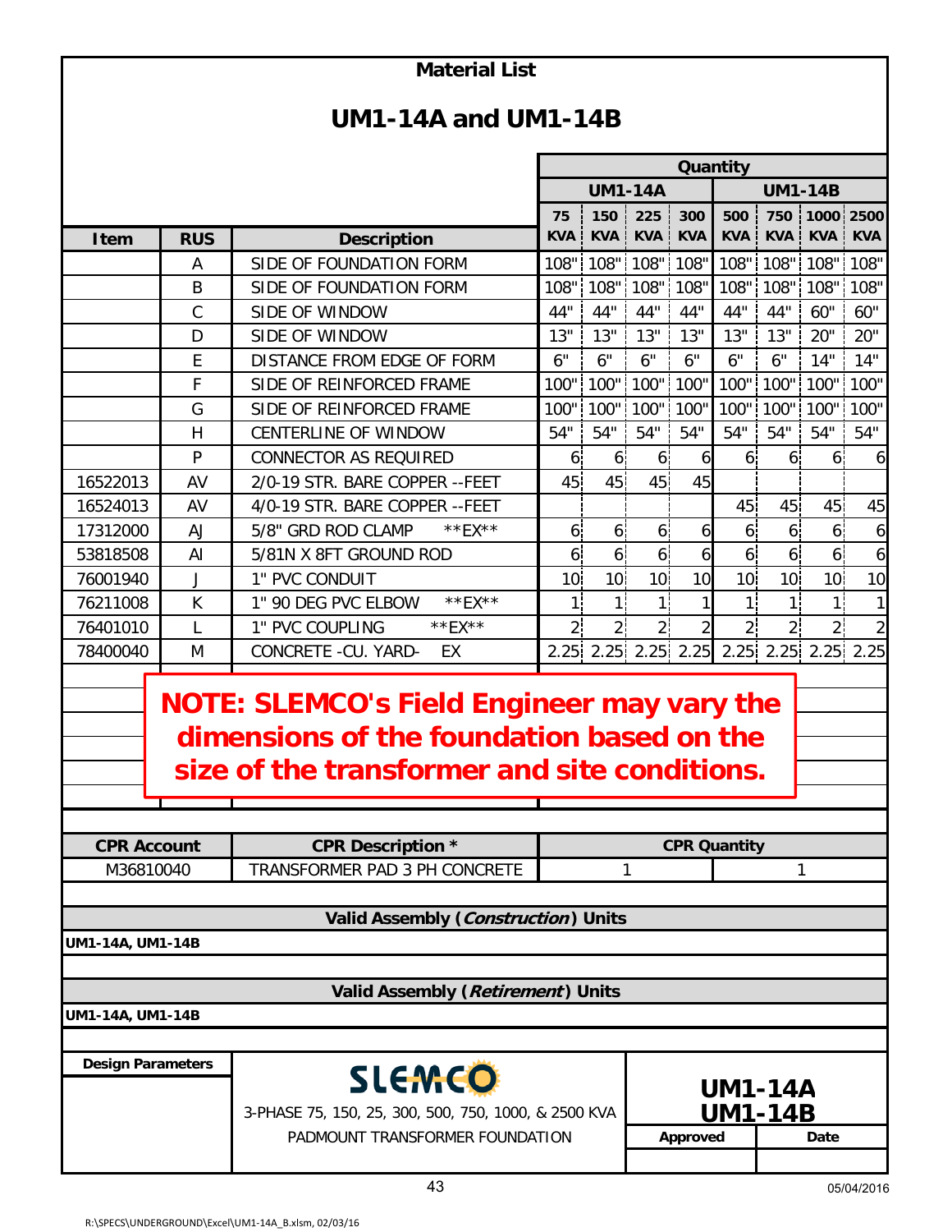# Material List

## UM1-14A and UM1-14B

| Item | RUS | Description | UM1-14A 75 KVA | UM1-14A 150 KVA | UM1-14A 225 KVA | UM1-14A 300 KVA | UM1-14B 500 KVA | UM1-14B 750 KVA | UM1-14B 1000 KVA | UM1-14B 2500 KVA |
|---|---|---|---|---|---|---|---|---|---|---|
| | A | SIDE OF FOUNDATION FORM | 108" | 108" | 108" | 108" | 108" | 108" | 108" | 108" |
| | B | SIDE OF FOUNDATION FORM | 108" | 108" | 108" | 108" | 108" | 108" | 108" | 108" |
| | C | SIDE OF WINDOW | 44" | 44" | 44" | 44" | 44" | 44" | 60" | 60" |
| | D | SIDE OF WINDOW | 13" | 13" | 13" | 13" | 13" | 13" | 20" | 20" |
| | E | DISTANCE FROM EDGE OF FORM | 6" | 6" | 6" | 6" | 6" | 6" | 14" | 14" |
| | F | SIDE OF REINFORCED FRAME | 100" | 100" | 100" | 100" | 100" | 100" | 100" | 100" |
| | G | SIDE OF REINFORCED FRAME | 100" | 100" | 100" | 100" | 100" | 100" | 100" | 100" |
| | H | CENTERLINE OF WINDOW | 54" | 54" | 54" | 54" | 54" | 54" | 54" | 54" |
| | P | CONNECTOR AS REQUIRED | 6 | 6 | 6 | 6 | 6 | 6 | 6 | 6 |
| 16522013 | AV | 2/0-19 STR. BARE COPPER --FEET | 45 | 45 | 45 | 45 | | | | |
| 16524013 | AV | 4/0-19 STR. BARE COPPER --FEET | | | | | 45 | 45 | 45 | 45 |
| 17312000 | AJ | 5/8" GRD ROD CLAMP **EX** | 6 | 6 | 6 | 6 | 6 | 6 | 6 | 6 |
| 53818508 | AI | 5/81N X 8FT GROUND ROD | 6 | 6 | 6 | 6 | 6 | 6 | 6 | 6 |
| 76001940 | J | 1" PVC CONDUIT | 10 | 10 | 10 | 10 | 10 | 10 | 10 | 10 |
| 76211008 | K | 1" 90 DEG PVC ELBOW **EX** | 1 | 1 | 1 | 1 | 1 | 1 | 1 | 1 |
| 76401010 | L | 1" PVC COUPLING **EX** | 2 | 2 | 2 | 2 | 2 | 2 | 2 | 2 |
| 78400040 | M | CONCRETE -CU. YARD- EX | 2.25 | 2.25 | 2.25 | 2.25 | 2.25 | 2.25 | 2.25 | 2.25 |

**NOTE: SLEMCO's Field Engineer may vary the dimensions of the foundation based on the size of the transformer and site conditions.**

| CPR Account | CPR Description * | CPR Quantity UM1-14A | CPR Quantity UM1-14B |
|---|---|---|---|
| M36810040 | TRANSFORMER PAD 3 PH CONCRETE | 1 | 1 |

**Valid Assembly (*Construction*) Units**

**UM1-14A, UM1-14B**

**Valid Assembly (*Retirement*) Units**

**UM1-14A, UM1-14B**

**Design Parameters**

SLEMCO

3-PHASE 75, 150, 25, 300, 500, 750, 1000, & 2500 KVA PADMOUNT TRANSFORMER FOUNDATION

**UM1-14A**
**UM1-14B**

| Approved | Date |
|---|---|
| | |

05/04/2016

R:\SPECS\UNDERGROUND\Excel\UM1-14A_B.xlsm, 02/03/16